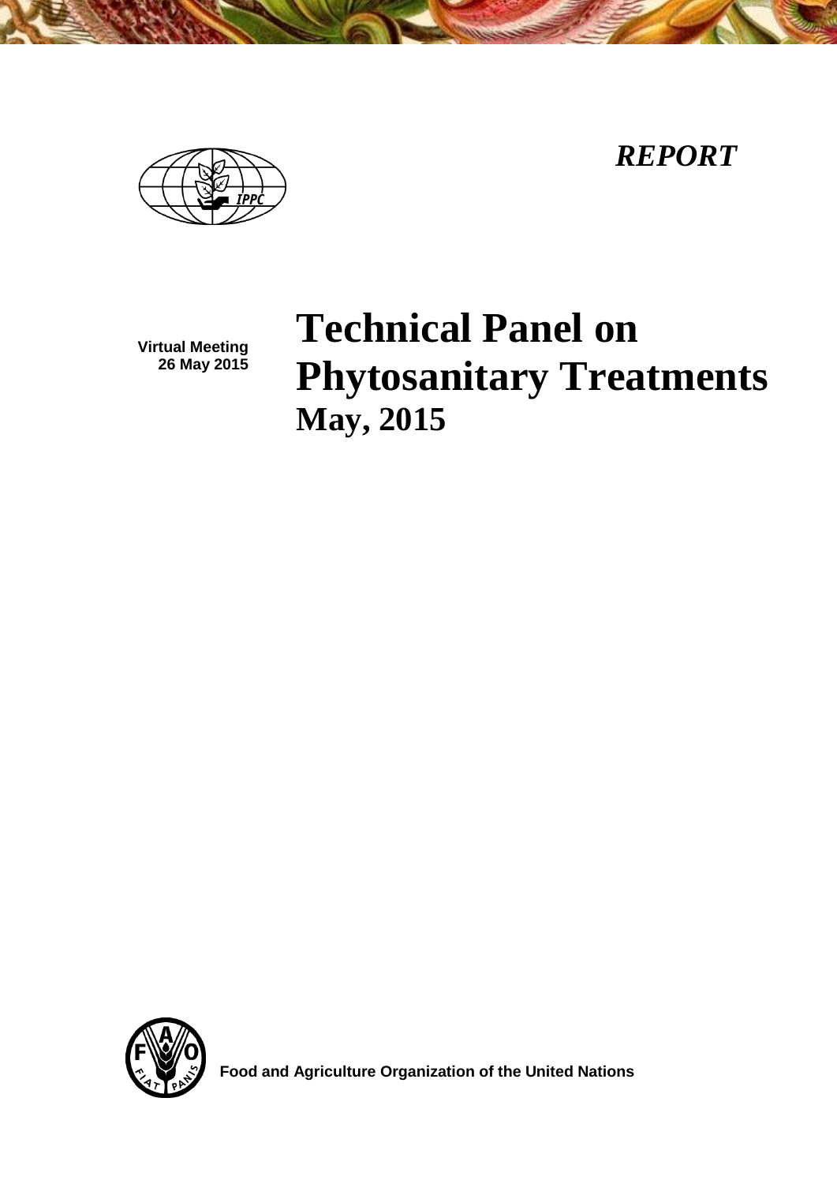*REPORT*

Virtual Meeting
26 May 2015

# Technical Panel on Phytosanitary Treatments

**May, 2015**

Food and Agriculture Organization of the United Nations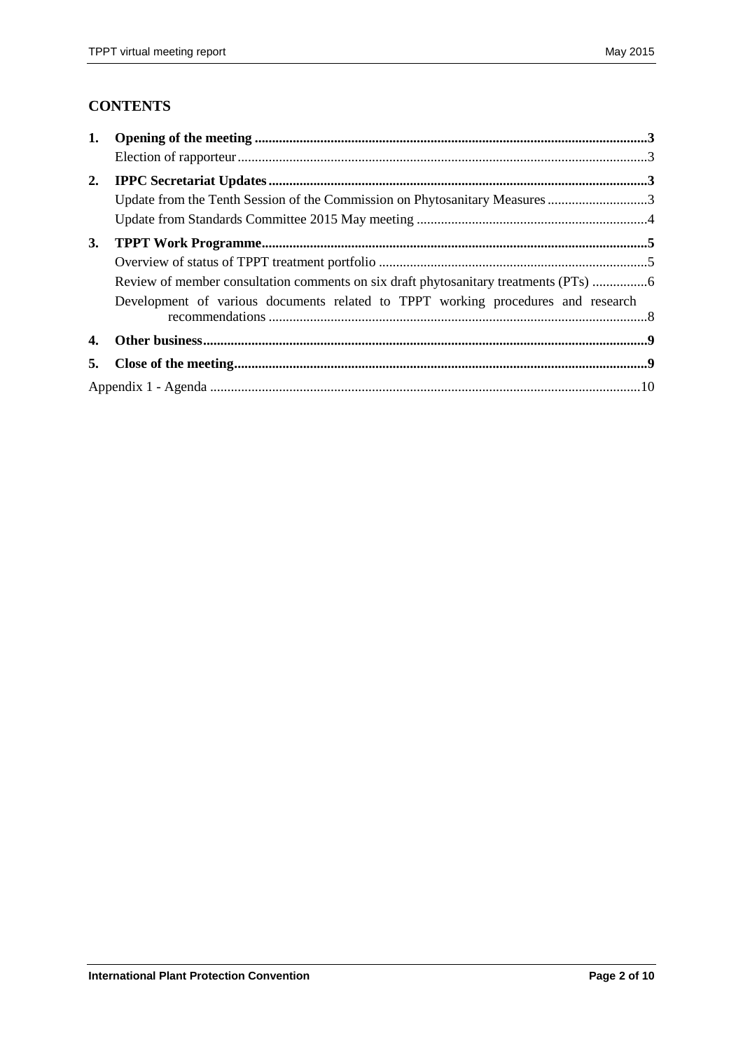## CONTENTS

**1. Opening of the meeting** ..... **3**

Election of rapporteur ..... 3

**2. IPPC Secretariat Updates** ..... **3**

Update from the Tenth Session of the Commission on Phytosanitary Measures ..... 3

Update from Standards Committee 2015 May meeting ..... 4

**3. TPPT Work Programme** ..... **5**

Overview of status of TPPT treatment portfolio ..... 5

Review of member consultation comments on six draft phytosanitary treatments (PTs) ..... 6

Development of various documents related to TPPT working procedures and research recommendations ..... 8

**4. Other business** ..... **9**

**5. Close of the meeting** ..... **9**

Appendix 1 - Agenda ..... 10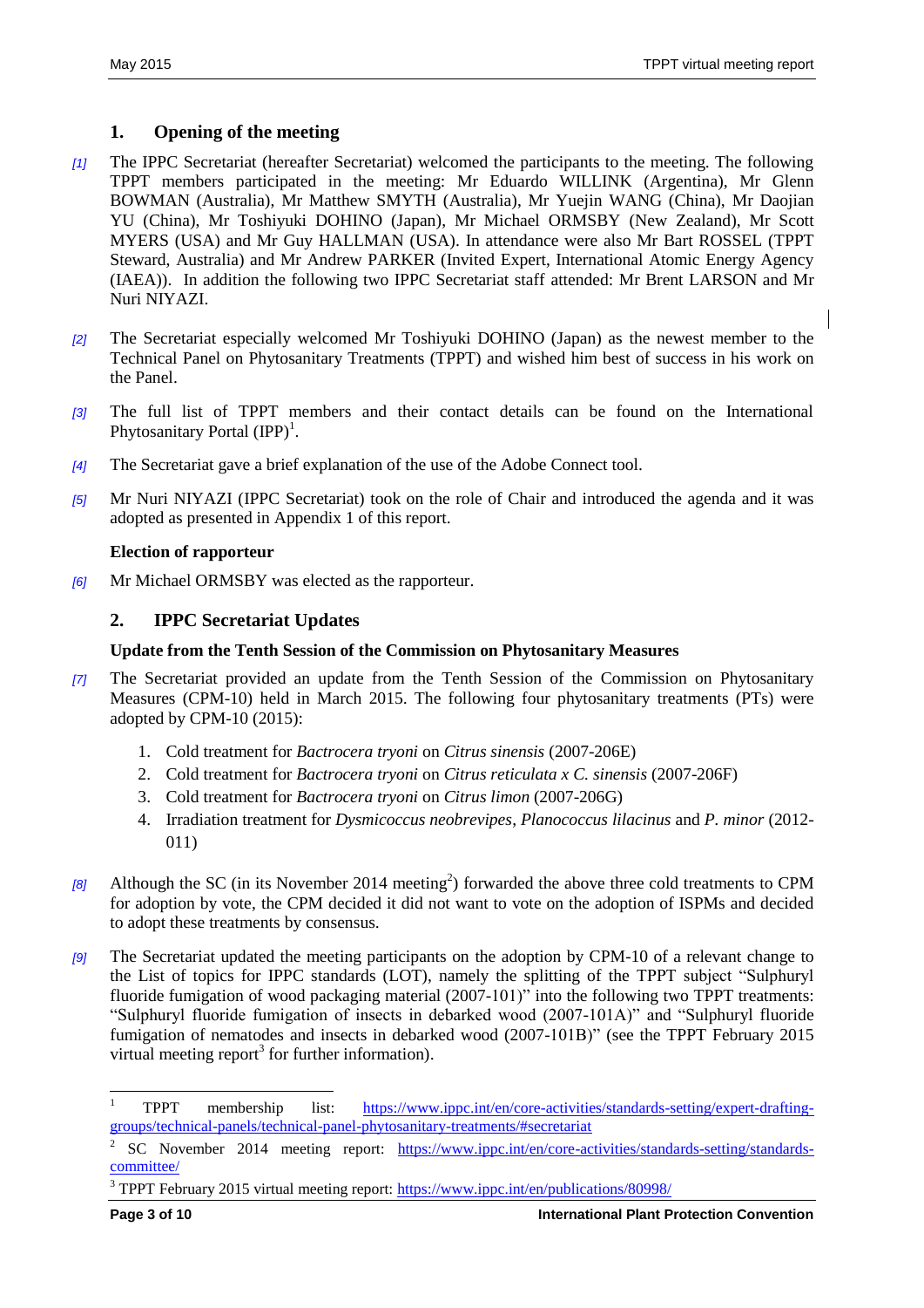## 1. Opening of the meeting

[1] The IPPC Secretariat (hereafter Secretariat) welcomed the participants to the meeting. The following TPPT members participated in the meeting: Mr Eduardo WILLINK (Argentina), Mr Glenn BOWMAN (Australia), Mr Matthew SMYTH (Australia), Mr Yuejin WANG (China), Mr Daojian YU (China), Mr Toshiyuki DOHINO (Japan), Mr Michael ORMSBY (New Zealand), Mr Scott MYERS (USA) and Mr Guy HALLMAN (USA). In attendance were also Mr Bart ROSSEL (TPPT Steward, Australia) and Mr Andrew PARKER (Invited Expert, International Atomic Energy Agency (IAEA)). In addition the following two IPPC Secretariat staff attended: Mr Brent LARSON and Mr Nuri NIYAZI.

[2] The Secretariat especially welcomed Mr Toshiyuki DOHINO (Japan) as the newest member to the Technical Panel on Phytosanitary Treatments (TPPT) and wished him best of success in his work on the Panel.

[3] The full list of TPPT members and their contact details can be found on the International Phytosanitary Portal (IPP)[1].

[4] The Secretariat gave a brief explanation of the use of the Adobe Connect tool.

[5] Mr Nuri NIYAZI (IPPC Secretariat) took on the role of Chair and introduced the agenda and it was adopted as presented in Appendix 1 of this report.

### Election of rapporteur

[6] Mr Michael ORMSBY was elected as the rapporteur.

## 2. IPPC Secretariat Updates

### Update from the Tenth Session of the Commission on Phytosanitary Measures

[7] The Secretariat provided an update from the Tenth Session of the Commission on Phytosanitary Measures (CPM-10) held in March 2015. The following four phytosanitary treatments (PTs) were adopted by CPM-10 (2015):

1. Cold treatment for *Bactrocera tryoni* on *Citrus sinensis* (2007-206E)
2. Cold treatment for *Bactrocera tryoni* on *Citrus reticulata x C. sinensis* (2007-206F)
3. Cold treatment for *Bactrocera tryoni* on *Citrus limon* (2007-206G)
4. Irradiation treatment for *Dysmicoccus neobrevipes*, *Planococcus lilacinus* and *P. minor* (2012-011)

[8] Although the SC (in its November 2014 meeting[2]) forwarded the above three cold treatments to CPM for adoption by vote, the CPM decided it did not want to vote on the adoption of ISPMs and decided to adopt these treatments by consensus.

[9] The Secretariat updated the meeting participants on the adoption by CPM-10 of a relevant change to the List of topics for IPPC standards (LOT), namely the splitting of the TPPT subject "Sulphuryl fluoride fumigation of wood packaging material (2007-101)" into the following two TPPT treatments: "Sulphuryl fluoride fumigation of insects in debarked wood (2007-101A)" and "Sulphuryl fluoride fumigation of nematodes and insects in debarked wood (2007-101B)" (see the TPPT February 2015 virtual meeting report[3] for further information).

---

[1] TPPT membership list: https://www.ippc.int/en/core-activities/standards-setting/expert-drafting-groups/technical-panels/technical-panel-phytosanitary-treatments/#secretariat

[2] SC November 2014 meeting report: https://www.ippc.int/en/core-activities/standards-setting/standards-committee/

[3] TPPT February 2015 virtual meeting report: https://www.ippc.int/en/publications/80998/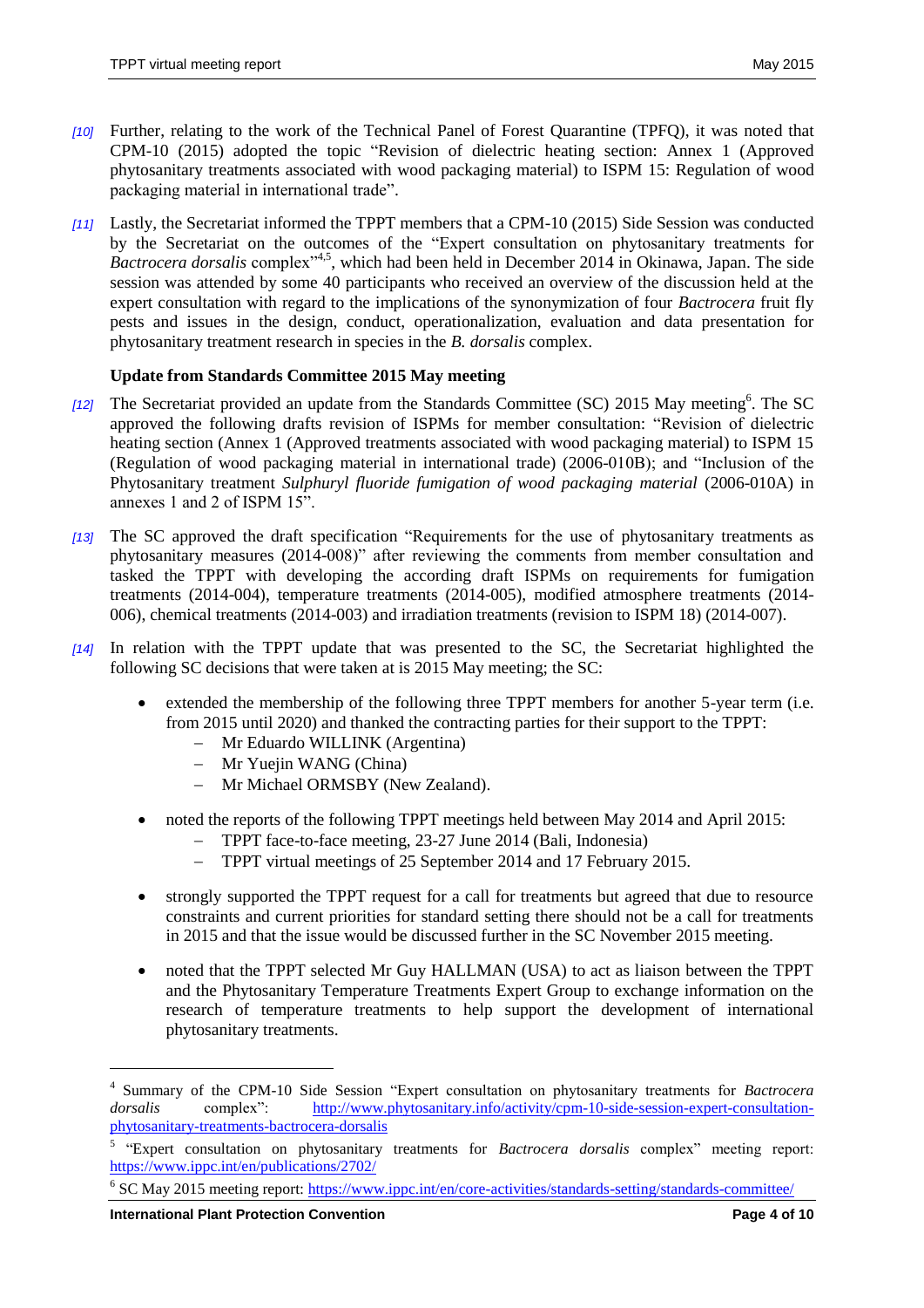*[10]* Further, relating to the work of the Technical Panel of Forest Quarantine (TPFQ), it was noted that CPM-10 (2015) adopted the topic "Revision of dielectric heating section: Annex 1 (Approved phytosanitary treatments associated with wood packaging material) to ISPM 15: Regulation of wood packaging material in international trade".

*[11]* Lastly, the Secretariat informed the TPPT members that a CPM-10 (2015) Side Session was conducted by the Secretariat on the outcomes of the "Expert consultation on phytosanitary treatments for *Bactrocera dorsalis* complex"[4,5], which had been held in December 2014 in Okinawa, Japan. The side session was attended by some 40 participants who received an overview of the discussion held at the expert consultation with regard to the implications of the synonymization of four *Bactrocera* fruit fly pests and issues in the design, conduct, operationalization, evaluation and data presentation for phytosanitary treatment research in species in the *B. dorsalis* complex.

**Update from Standards Committee 2015 May meeting**

*[12]* The Secretariat provided an update from the Standards Committee (SC) 2015 May meeting[6]. The SC approved the following drafts revision of ISPMs for member consultation: "Revision of dielectric heating section (Annex 1 (Approved treatments associated with wood packaging material) to ISPM 15 (Regulation of wood packaging material in international trade) (2006-010B); and "Inclusion of the Phytosanitary treatment *Sulphuryl fluoride fumigation of wood packaging material* (2006-010A) in annexes 1 and 2 of ISPM 15".

*[13]* The SC approved the draft specification "Requirements for the use of phytosanitary treatments as phytosanitary measures (2014-008)" after reviewing the comments from member consultation and tasked the TPPT with developing the according draft ISPMs on requirements for fumigation treatments (2014-004), temperature treatments (2014-005), modified atmosphere treatments (2014-006), chemical treatments (2014-003) and irradiation treatments (revision to ISPM 18) (2014-007).

*[14]* In relation with the TPPT update that was presented to the SC, the Secretariat highlighted the following SC decisions that were taken at is 2015 May meeting; the SC:

- extended the membership of the following three TPPT members for another 5-year term (i.e. from 2015 until 2020) and thanked the contracting parties for their support to the TPPT:
  - Mr Eduardo WILLINK (Argentina)
  - Mr Yuejin WANG (China)
  - Mr Michael ORMSBY (New Zealand).
- noted the reports of the following TPPT meetings held between May 2014 and April 2015:
  - TPPT face-to-face meeting, 23-27 June 2014 (Bali, Indonesia)
  - TPPT virtual meetings of 25 September 2014 and 17 February 2015.
- strongly supported the TPPT request for a call for treatments but agreed that due to resource constraints and current priorities for standard setting there should not be a call for treatments in 2015 and that the issue would be discussed further in the SC November 2015 meeting.
- noted that the TPPT selected Mr Guy HALLMAN (USA) to act as liaison between the TPPT and the Phytosanitary Temperature Treatments Expert Group to exchange information on the research of temperature treatments to help support the development of international phytosanitary treatments.

---

[4] Summary of the CPM-10 Side Session "Expert consultation on phytosanitary treatments for *Bactrocera dorsalis* complex": http://www.phytosanitary.info/activity/cpm-10-side-session-expert-consultation-phytosanitary-treatments-bactrocera-dorsalis

[5] "Expert consultation on phytosanitary treatments for *Bactrocera dorsalis* complex" meeting report: https://www.ippc.int/en/publications/2702/

[6] SC May 2015 meeting report: https://www.ippc.int/en/core-activities/standards-setting/standards-committee/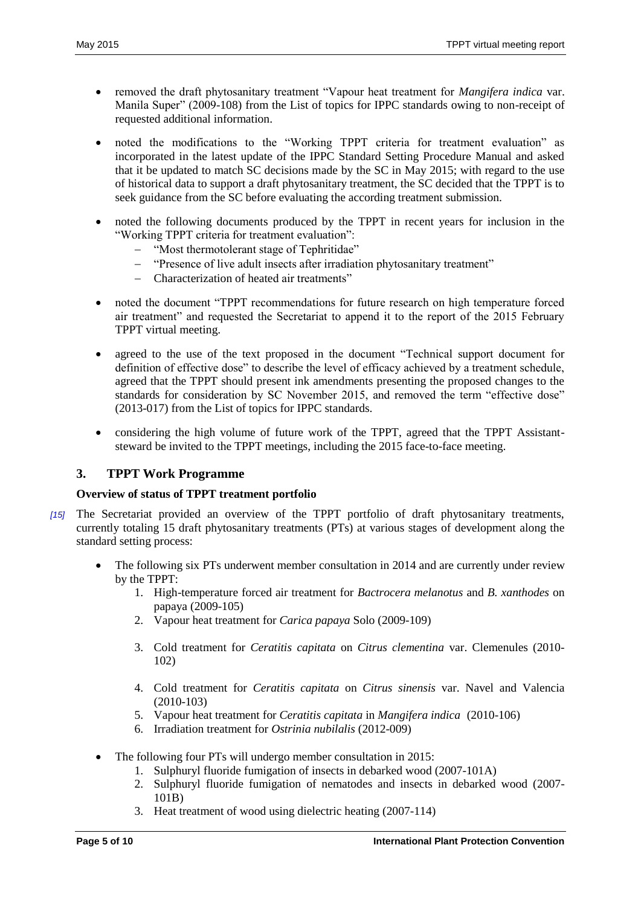- removed the draft phytosanitary treatment "Vapour heat treatment for *Mangifera indica* var. Manila Super" (2009-108) from the List of topics for IPPC standards owing to non-receipt of requested additional information.
- noted the modifications to the "Working TPPT criteria for treatment evaluation" as incorporated in the latest update of the IPPC Standard Setting Procedure Manual and asked that it be updated to match SC decisions made by the SC in May 2015; with regard to the use of historical data to support a draft phytosanitary treatment, the SC decided that the TPPT is to seek guidance from the SC before evaluating the according treatment submission.
- noted the following documents produced by the TPPT in recent years for inclusion in the "Working TPPT criteria for treatment evaluation":
  - "Most thermotolerant stage of Tephritidae"
  - "Presence of live adult insects after irradiation phytosanitary treatment"
  - Characterization of heated air treatments"
- noted the document "TPPT recommendations for future research on high temperature forced air treatment" and requested the Secretariat to append it to the report of the 2015 February TPPT virtual meeting.
- agreed to the use of the text proposed in the document "Technical support document for definition of effective dose" to describe the level of efficacy achieved by a treatment schedule, agreed that the TPPT should present ink amendments presenting the proposed changes to the standards for consideration by SC November 2015, and removed the term "effective dose" (2013-017) from the List of topics for IPPC standards.
- considering the high volume of future work of the TPPT, agreed that the TPPT Assistant-steward be invited to the TPPT meetings, including the 2015 face-to-face meeting.

## 3. TPPT Work Programme

### Overview of status of TPPT treatment portfolio

[15] The Secretariat provided an overview of the TPPT portfolio of draft phytosanitary treatments, currently totaling 15 draft phytosanitary treatments (PTs) at various stages of development along the standard setting process:

- The following six PTs underwent member consultation in 2014 and are currently under review by the TPPT:
  1. High-temperature forced air treatment for *Bactrocera melanotus* and *B. xanthodes* on papaya (2009-105)
  2. Vapour heat treatment for *Carica papaya* Solo (2009-109)
  3. Cold treatment for *Ceratitis capitata* on *Citrus clementina* var. Clemenules (2010-102)
  4. Cold treatment for *Ceratitis capitata* on *Citrus sinensis* var. Navel and Valencia (2010-103)
  5. Vapour heat treatment for *Ceratitis capitata* in *Mangifera indica* (2010-106)
  6. Irradiation treatment for *Ostrinia nubilalis* (2012-009)
- The following four PTs will undergo member consultation in 2015:
  1. Sulphuryl fluoride fumigation of insects in debarked wood (2007-101A)
  2. Sulphuryl fluoride fumigation of nematodes and insects in debarked wood (2007-101B)
  3. Heat treatment of wood using dielectric heating (2007-114)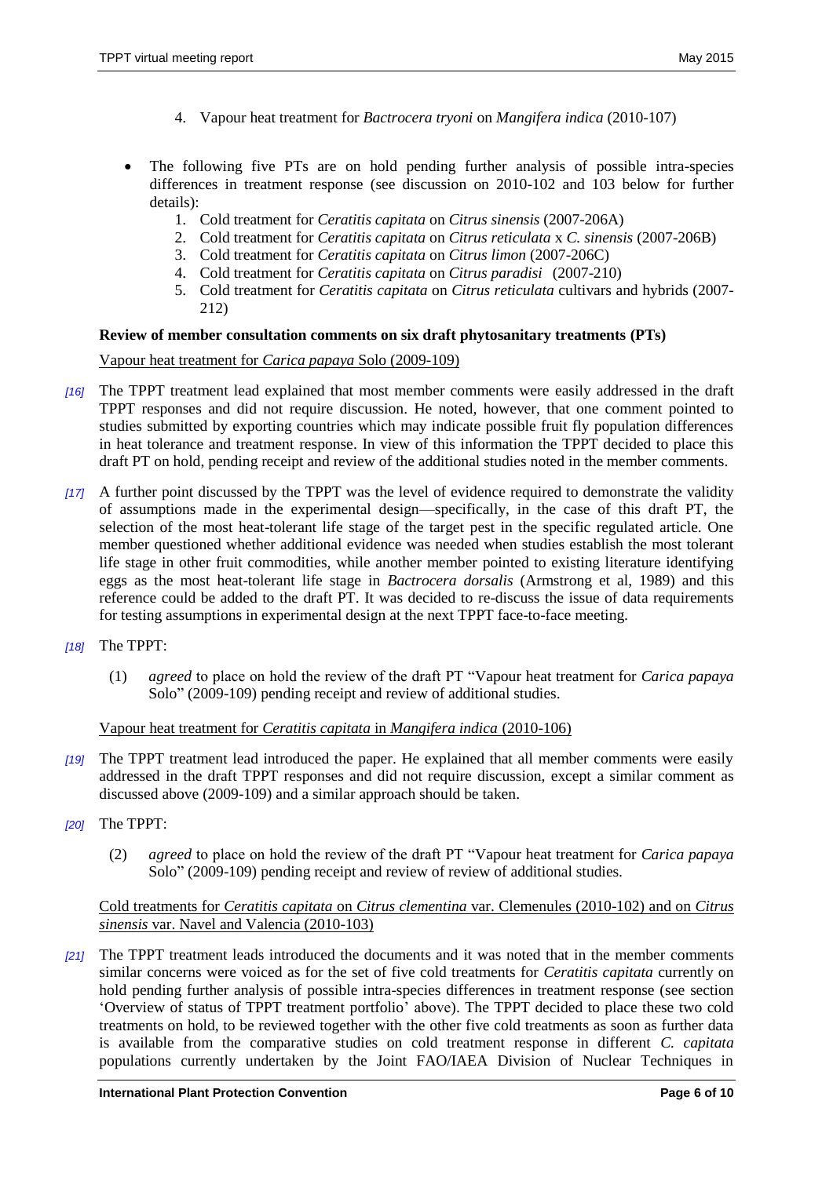4. Vapour heat treatment for *Bactrocera tryoni* on *Mangifera indica* (2010-107)

- The following five PTs are on hold pending further analysis of possible intra-species differences in treatment response (see discussion on 2010-102 and 103 below for further details):
  1. Cold treatment for *Ceratitis capitata* on *Citrus sinensis* (2007-206A)
  2. Cold treatment for *Ceratitis capitata* on *Citrus reticulata* x *C. sinensis* (2007-206B)
  3. Cold treatment for *Ceratitis capitata* on *Citrus limon* (2007-206C)
  4. Cold treatment for *Ceratitis capitata* on *Citrus paradisi* (2007-210)
  5. Cold treatment for *Ceratitis capitata* on *Citrus reticulata* cultivars and hybrids (2007-212)

**Review of member consultation comments on six draft phytosanitary treatments (PTs)**

<u>Vapour heat treatment for *Carica papaya* Solo (2009-109)</u>

*[16]* The TPPT treatment lead explained that most member comments were easily addressed in the draft TPPT responses and did not require discussion. He noted, however, that one comment pointed to studies submitted by exporting countries which may indicate possible fruit fly population differences in heat tolerance and treatment response. In view of this information the TPPT decided to place this draft PT on hold, pending receipt and review of the additional studies noted in the member comments.

*[17]* A further point discussed by the TPPT was the level of evidence required to demonstrate the validity of assumptions made in the experimental design—specifically, in the case of this draft PT, the selection of the most heat-tolerant life stage of the target pest in the specific regulated article. One member questioned whether additional evidence was needed when studies establish the most tolerant life stage in other fruit commodities, while another member pointed to existing literature identifying eggs as the most heat-tolerant life stage in *Bactrocera dorsalis* (Armstrong et al, 1989) and this reference could be added to the draft PT. It was decided to re-discuss the issue of data requirements for testing assumptions in experimental design at the next TPPT face-to-face meeting.

*[18]* The TPPT:

(1) *agreed* to place on hold the review of the draft PT "Vapour heat treatment for *Carica papaya* Solo" (2009-109) pending receipt and review of additional studies.

<u>Vapour heat treatment for *Ceratitis capitata* in *Mangifera indica* (2010-106)</u>

*[19]* The TPPT treatment lead introduced the paper. He explained that all member comments were easily addressed in the draft TPPT responses and did not require discussion, except a similar comment as discussed above (2009-109) and a similar approach should be taken.

*[20]* The TPPT:

(2) *agreed* to place on hold the review of the draft PT "Vapour heat treatment for *Carica papaya* Solo" (2009-109) pending receipt and review of review of additional studies.

<u>Cold treatments for *Ceratitis capitata* on *Citrus clementina* var. Clemenules (2010-102) and on *Citrus sinensis* var. Navel and Valencia (2010-103)</u>

*[21]* The TPPT treatment leads introduced the documents and it was noted that in the member comments similar concerns were voiced as for the set of five cold treatments for *Ceratitis capitata* currently on hold pending further analysis of possible intra-species differences in treatment response (see section 'Overview of status of TPPT treatment portfolio' above). The TPPT decided to place these two cold treatments on hold, to be reviewed together with the other five cold treatments as soon as further data is available from the comparative studies on cold treatment response in different *C. capitata* populations currently undertaken by the Joint FAO/IAEA Division of Nuclear Techniques in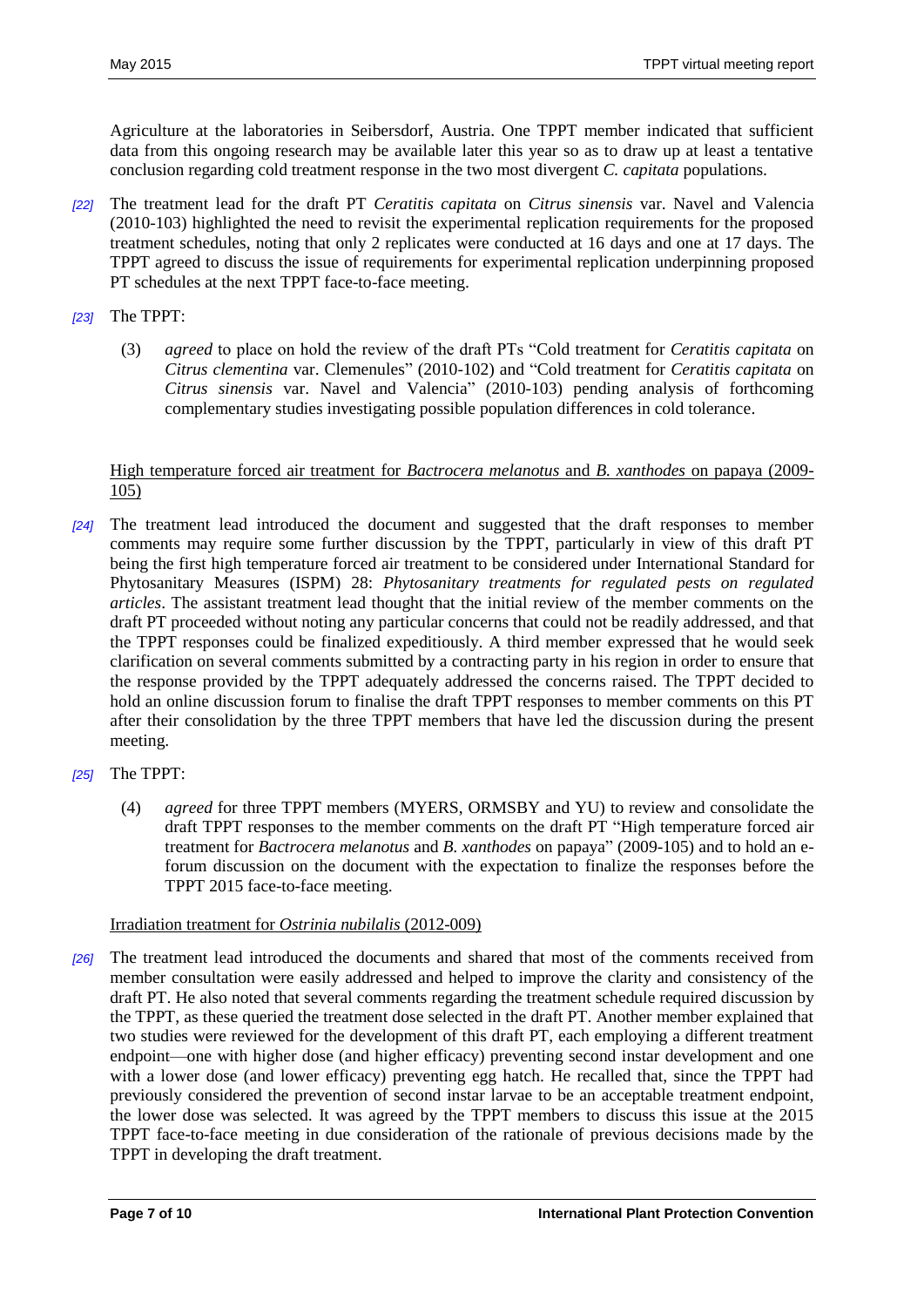Agriculture at the laboratories in Seibersdorf, Austria. One TPPT member indicated that sufficient data from this ongoing research may be available later this year so as to draw up at least a tentative conclusion regarding cold treatment response in the two most divergent *C. capitata* populations.

*[22]* The treatment lead for the draft PT *Ceratitis capitata* on *Citrus sinensis* var. Navel and Valencia (2010-103) highlighted the need to revisit the experimental replication requirements for the proposed treatment schedules, noting that only 2 replicates were conducted at 16 days and one at 17 days. The TPPT agreed to discuss the issue of requirements for experimental replication underpinning proposed PT schedules at the next TPPT face-to-face meeting.

*[23]* The TPPT:

(3) *agreed* to place on hold the review of the draft PTs "Cold treatment for *Ceratitis capitata* on *Citrus clementina* var. Clemenules" (2010-102) and "Cold treatment for *Ceratitis capitata* on *Citrus sinensis* var. Navel and Valencia" (2010-103) pending analysis of forthcoming complementary studies investigating possible population differences in cold tolerance.

<u>High temperature forced air treatment for *Bactrocera melanotus* and *B. xanthodes* on papaya (2009-105)</u>

*[24]* The treatment lead introduced the document and suggested that the draft responses to member comments may require some further discussion by the TPPT, particularly in view of this draft PT being the first high temperature forced air treatment to be considered under International Standard for Phytosanitary Measures (ISPM) 28: *Phytosanitary treatments for regulated pests on regulated articles*. The assistant treatment lead thought that the initial review of the member comments on the draft PT proceeded without noting any particular concerns that could not be readily addressed, and that the TPPT responses could be finalized expeditiously. A third member expressed that he would seek clarification on several comments submitted by a contracting party in his region in order to ensure that the response provided by the TPPT adequately addressed the concerns raised. The TPPT decided to hold an online discussion forum to finalise the draft TPPT responses to member comments on this PT after their consolidation by the three TPPT members that have led the discussion during the present meeting.

*[25]* The TPPT:

(4) *agreed* for three TPPT members (MYERS, ORMSBY and YU) to review and consolidate the draft TPPT responses to the member comments on the draft PT "High temperature forced air treatment for *Bactrocera melanotus* and *B. xanthodes* on papaya" (2009-105) and to hold an e-forum discussion on the document with the expectation to finalize the responses before the TPPT 2015 face-to-face meeting.

<u>Irradiation treatment for *Ostrinia nubilalis* (2012-009)</u>

*[26]* The treatment lead introduced the documents and shared that most of the comments received from member consultation were easily addressed and helped to improve the clarity and consistency of the draft PT. He also noted that several comments regarding the treatment schedule required discussion by the TPPT, as these queried the treatment dose selected in the draft PT. Another member explained that two studies were reviewed for the development of this draft PT, each employing a different treatment endpoint—one with higher dose (and higher efficacy) preventing second instar development and one with a lower dose (and lower efficacy) preventing egg hatch. He recalled that, since the TPPT had previously considered the prevention of second instar larvae to be an acceptable treatment endpoint, the lower dose was selected. It was agreed by the TPPT members to discuss this issue at the 2015 TPPT face-to-face meeting in due consideration of the rationale of previous decisions made by the TPPT in developing the draft treatment.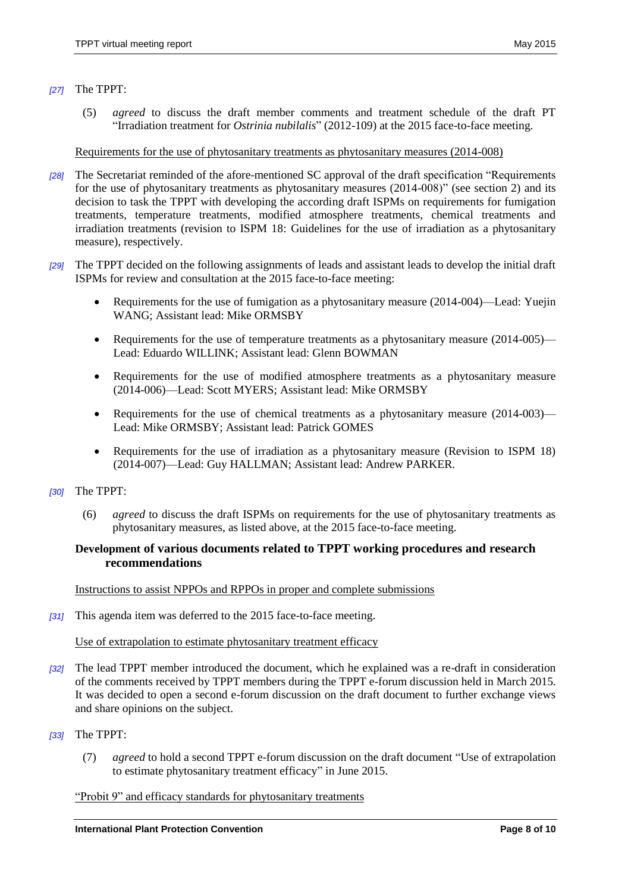*[27]* The TPPT:

(5) *agreed* to discuss the draft member comments and treatment schedule of the draft PT "Irradiation treatment for *Ostrinia nubilalis*" (2012-109) at the 2015 face-to-face meeting.

<u>Requirements for the use of phytosanitary treatments as phytosanitary measures (2014-008)</u>

*[28]* The Secretariat reminded of the afore-mentioned SC approval of the draft specification "Requirements for the use of phytosanitary treatments as phytosanitary measures (2014-008)" (see section 2) and its decision to task the TPPT with developing the according draft ISPMs on requirements for fumigation treatments, temperature treatments, modified atmosphere treatments, chemical treatments and irradiation treatments (revision to ISPM 18: Guidelines for the use of irradiation as a phytosanitary measure), respectively.

*[29]* The TPPT decided on the following assignments of leads and assistant leads to develop the initial draft ISPMs for review and consultation at the 2015 face-to-face meeting:

- Requirements for the use of fumigation as a phytosanitary measure (2014-004)—Lead: Yuejin WANG; Assistant lead: Mike ORMSBY
- Requirements for the use of temperature treatments as a phytosanitary measure (2014-005)—Lead: Eduardo WILLINK; Assistant lead: Glenn BOWMAN
- Requirements for the use of modified atmosphere treatments as a phytosanitary measure (2014-006)—Lead: Scott MYERS; Assistant lead: Mike ORMSBY
- Requirements for the use of chemical treatments as a phytosanitary measure (2014-003)—Lead: Mike ORMSBY; Assistant lead: Patrick GOMES
- Requirements for the use of irradiation as a phytosanitary measure (Revision to ISPM 18) (2014-007)—Lead: Guy HALLMAN; Assistant lead: Andrew PARKER.

*[30]* The TPPT:

(6) *agreed* to discuss the draft ISPMs on requirements for the use of phytosanitary treatments as phytosanitary measures, as listed above, at the 2015 face-to-face meeting.

**Development of various documents related to TPPT working procedures and research recommendations**

<u>Instructions to assist NPPOs and RPPOs in proper and complete submissions</u>

*[31]* This agenda item was deferred to the 2015 face-to-face meeting.

<u>Use of extrapolation to estimate phytosanitary treatment efficacy</u>

*[32]* The lead TPPT member introduced the document, which he explained was a re-draft in consideration of the comments received by TPPT members during the TPPT e-forum discussion held in March 2015. It was decided to open a second e-forum discussion on the draft document to further exchange views and share opinions on the subject.

*[33]* The TPPT:

(7) *agreed* to hold a second TPPT e-forum discussion on the draft document "Use of extrapolation to estimate phytosanitary treatment efficacy" in June 2015.

<u>"Probit 9" and efficacy standards for phytosanitary treatments</u>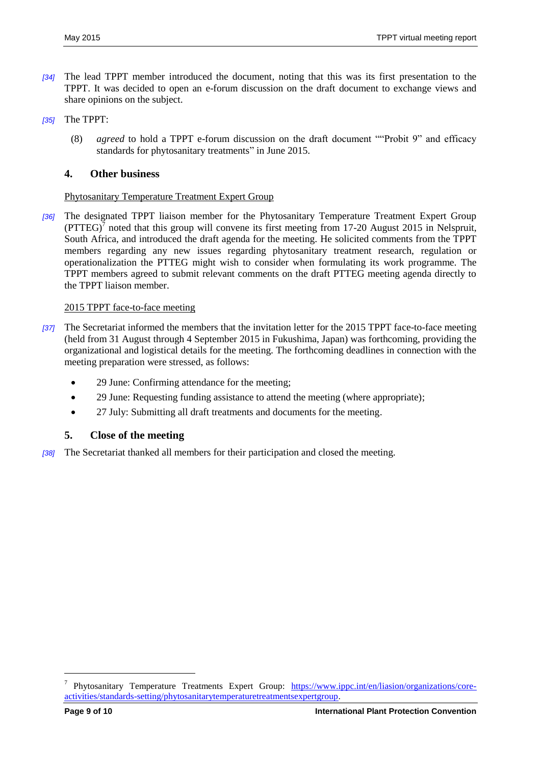[34] The lead TPPT member introduced the document, noting that this was its first presentation to the TPPT. It was decided to open an e-forum discussion on the draft document to exchange views and share opinions on the subject.

[35] The TPPT:

(8) *agreed* to hold a TPPT e-forum discussion on the draft document ""Probit 9" and efficacy standards for phytosanitary treatments" in June 2015.

## 4. Other business

Phytosanitary Temperature Treatment Expert Group

[36] The designated TPPT liaison member for the Phytosanitary Temperature Treatment Expert Group (PTTEG)[7] noted that this group will convene its first meeting from 17-20 August 2015 in Nelspruit, South Africa, and introduced the draft agenda for the meeting. He solicited comments from the TPPT members regarding any new issues regarding phytosanitary treatment research, regulation or operationalization the PTTEG might wish to consider when formulating its work programme. The TPPT members agreed to submit relevant comments on the draft PTTEG meeting agenda directly to the TPPT liaison member.

2015 TPPT face-to-face meeting

[37] The Secretariat informed the members that the invitation letter for the 2015 TPPT face-to-face meeting (held from 31 August through 4 September 2015 in Fukushima, Japan) was forthcoming, providing the organizational and logistical details for the meeting. The forthcoming deadlines in connection with the meeting preparation were stressed, as follows:

- 29 June: Confirming attendance for the meeting;
- 29 June: Requesting funding assistance to attend the meeting (where appropriate);
- 27 July: Submitting all draft treatments and documents for the meeting.

## 5. Close of the meeting

[38] The Secretariat thanked all members for their participation and closed the meeting.

[7] Phytosanitary Temperature Treatments Expert Group: https://www.ippc.int/en/liasion/organizations/core-activities/standards-setting/phytosanitarytemperaturetreatmentsexpertgroup.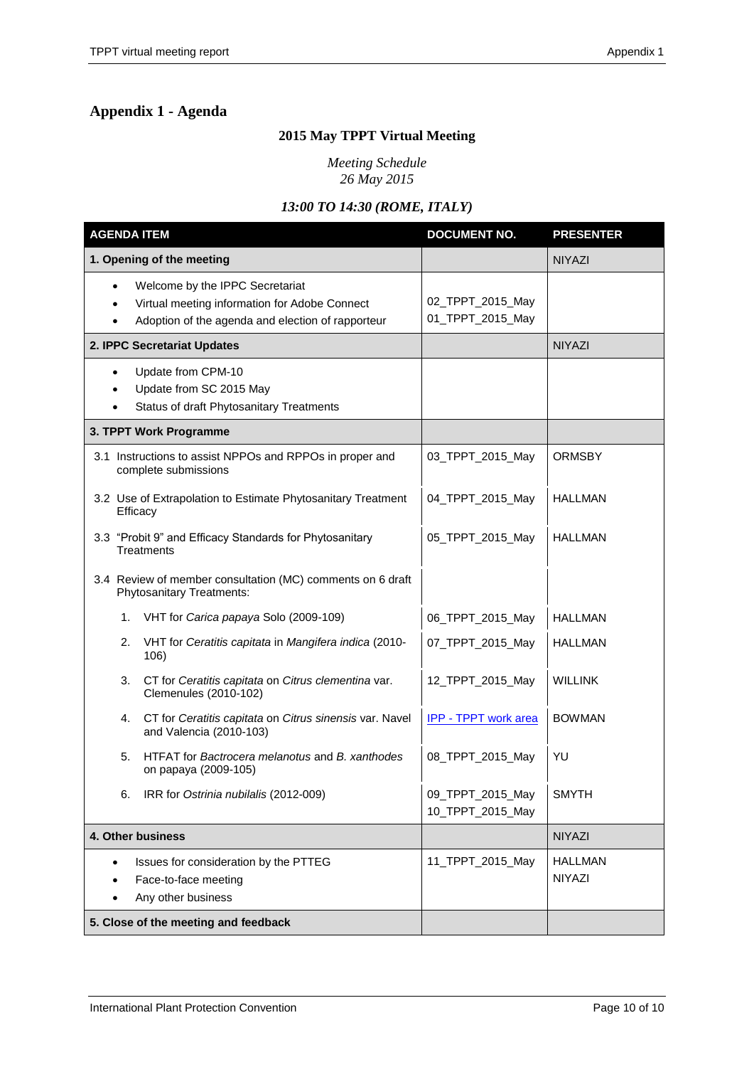# Appendix 1 - Agenda

## 2015 May TPPT Virtual Meeting

*Meeting Schedule*
*26 May 2015*

### *13:00 TO 14:30 (ROME, ITALY)*

| AGENDA ITEM | DOCUMENT NO. | PRESENTER |
|---|---|---|
| **1. Opening of the meeting** | | NIYAZI |
| • Welcome by the IPPC Secretariat<br>• Virtual meeting information for Adobe Connect<br>• Adoption of the agenda and election of rapporteur | 02_TPPT_2015_May<br>01_TPPT_2015_May | |
| **2. IPPC Secretariat Updates** | | NIYAZI |
| • Update from CPM-10<br>• Update from SC 2015 May<br>• Status of draft Phytosanitary Treatments | | |
| **3. TPPT Work Programme** | | |
| 3.1 Instructions to assist NPPOs and RPPOs in proper and complete submissions | 03_TPPT_2015_May | ORMSBY |
| 3.2 Use of Extrapolation to Estimate Phytosanitary Treatment Efficacy | 04_TPPT_2015_May | HALLMAN |
| 3.3 "Probit 9" and Efficacy Standards for Phytosanitary Treatments | 05_TPPT_2015_May | HALLMAN |
| 3.4 Review of member consultation (MC) comments on 6 draft Phytosanitary Treatments: | | |
| 1. VHT for *Carica papaya* Solo (2009-109) | 06_TPPT_2015_May | HALLMAN |
| 2. VHT for *Ceratitis capitata* in *Mangifera indica* (2010-106) | 07_TPPT_2015_May | HALLMAN |
| 3. CT for *Ceratitis capitata* on *Citrus clementina* var. Clemenules (2010-102) | 12_TPPT_2015_May | WILLINK |
| 4. CT for *Ceratitis capitata* on *Citrus sinensis* var. Navel and Valencia (2010-103) | IPP - TPPT work area | BOWMAN |
| 5. HTFAT for *Bactrocera melanotus* and *B. xanthodes* on papaya (2009-105) | 08_TPPT_2015_May | YU |
| 6. IRR for *Ostrinia nubilalis* (2012-009) | 09_TPPT_2015_May<br>10_TPPT_2015_May | SMYTH |
| **4. Other business** | | NIYAZI |
| • Issues for consideration by the PTTEG<br>• Face-to-face meeting<br>• Any other business | 11_TPPT_2015_May | HALLMAN<br>NIYAZI |
| **5. Close of the meeting and feedback** | | |